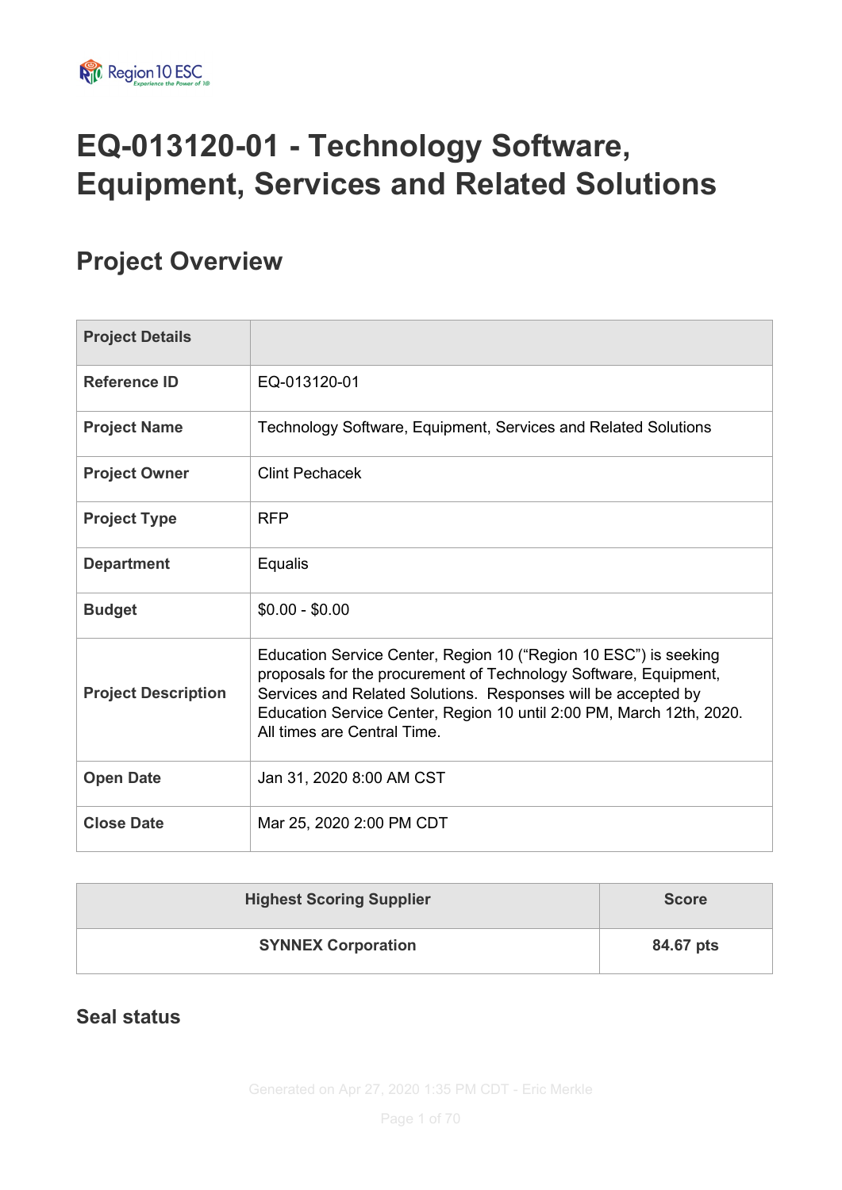# EQ-013120-01 - Technology Software, Equipment, Services and Related Solutions

## Project Overview

| Project Details | |
|---|---|
| **Reference ID** | EQ-013120-01 |
| **Project Name** | Technology Software, Equipment, Services and Related Solutions |
| **Project Owner** | Clint Pechacek |
| **Project Type** | RFP |
| **Department** | Equalis |
| **Budget** | $0.00 - $0.00 |
| **Project Description** | Education Service Center, Region 10 ("Region 10 ESC") is seeking proposals for the procurement of Technology Software, Equipment, Services and Related Solutions. Responses will be accepted by Education Service Center, Region 10 until 2:00 PM, March 12th, 2020. All times are Central Time. |
| **Open Date** | Jan 31, 2020 8:00 AM CST |
| **Close Date** | Mar 25, 2020 2:00 PM CDT |

| Highest Scoring Supplier | Score |
|---|---|
| **SYNNEX Corporation** | **84.67 pts** |

### Seal status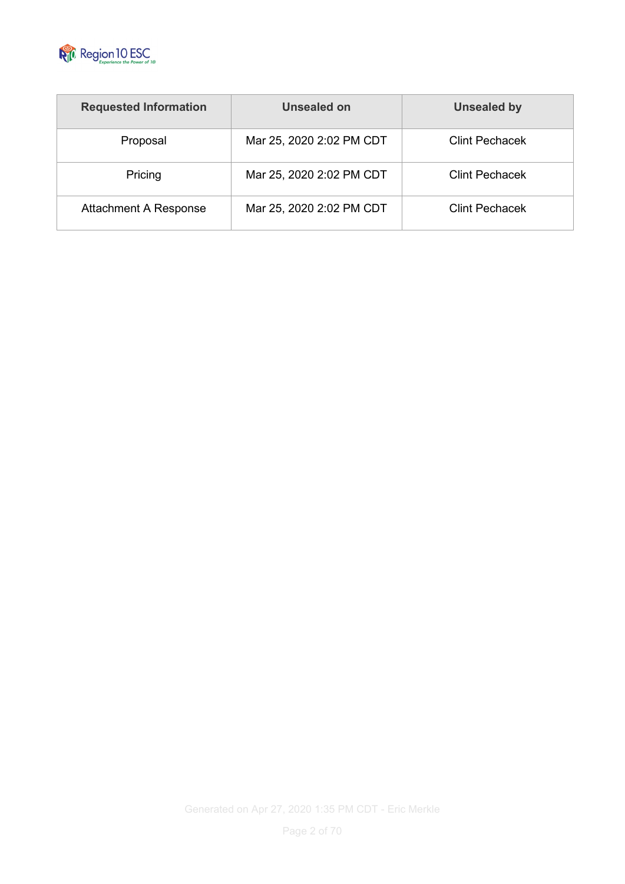| Requested Information | Unsealed on | Unsealed by |
|---|---|---|
| Proposal | Mar 25, 2020 2:02 PM CDT | Clint Pechacek |
| Pricing | Mar 25, 2020 2:02 PM CDT | Clint Pechacek |
| Attachment A Response | Mar 25, 2020 2:02 PM CDT | Clint Pechacek |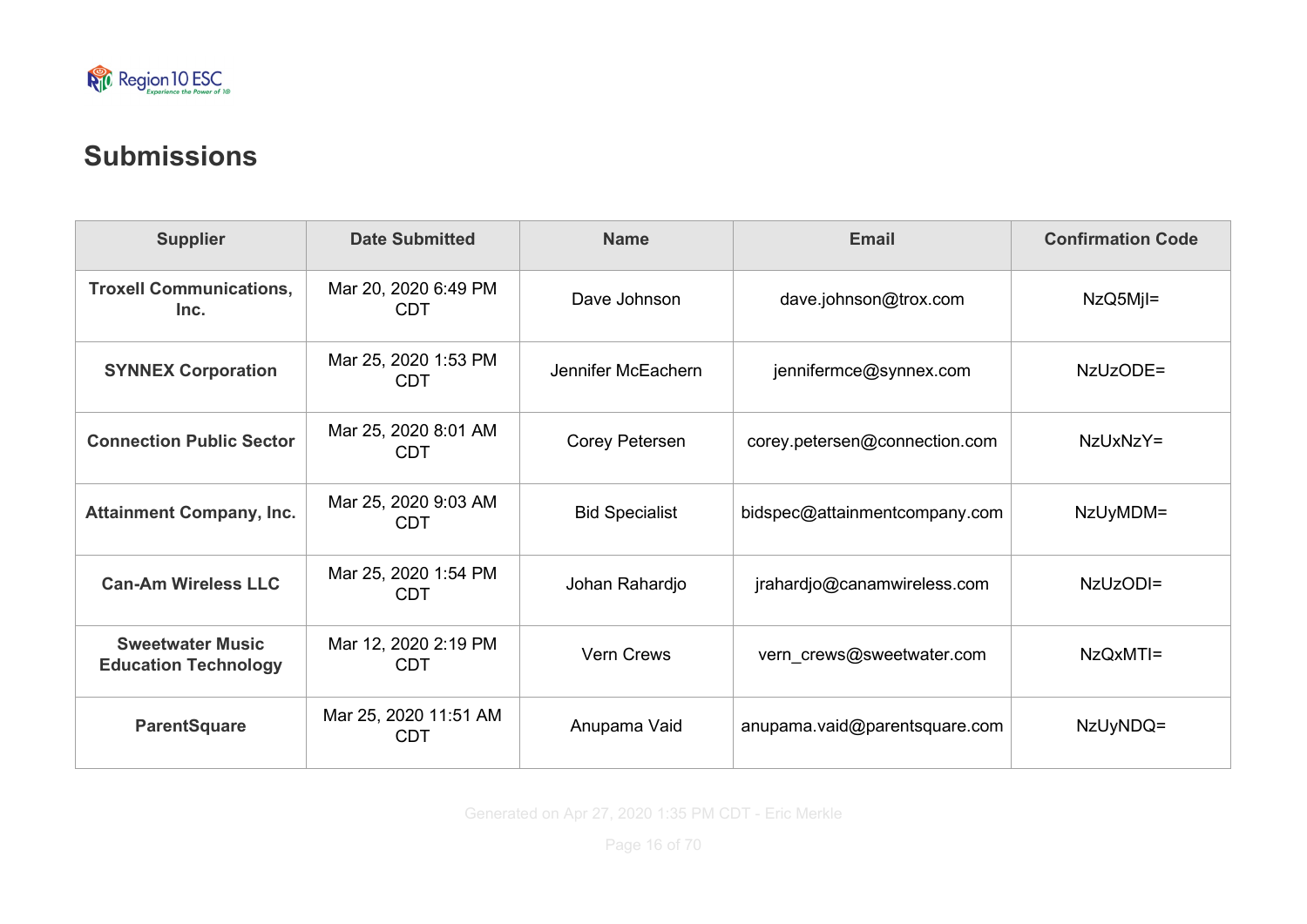## Submissions

| Supplier | Date Submitted | Name | Email | Confirmation Code |
|---|---|---|---|---|
| **Troxell Communications, Inc.** | Mar 20, 2020 6:49 PM CDT | Dave Johnson | dave.johnson@trox.com | NzQ5MjI= |
| **SYNNEX Corporation** | Mar 25, 2020 1:53 PM CDT | Jennifer McEachern | jennifermce@synnex.com | NzUzODE= |
| **Connection Public Sector** | Mar 25, 2020 8:01 AM CDT | Corey Petersen | corey.petersen@connection.com | NzUxNzY= |
| **Attainment Company, Inc.** | Mar 25, 2020 9:03 AM CDT | Bid Specialist | bidspec@attainmentcompany.com | NzUyMDM= |
| **Can-Am Wireless LLC** | Mar 25, 2020 1:54 PM CDT | Johan Rahardjo | jrahardjo@canamwireless.com | NzUzODI= |
| **Sweetwater Music Education Technology** | Mar 12, 2020 2:19 PM CDT | Vern Crews | vern_crews@sweetwater.com | NzQxMTI= |
| **ParentSquare** | Mar 25, 2020 11:51 AM CDT | Anupama Vaid | anupama.vaid@parentsquare.com | NzUyNDQ= |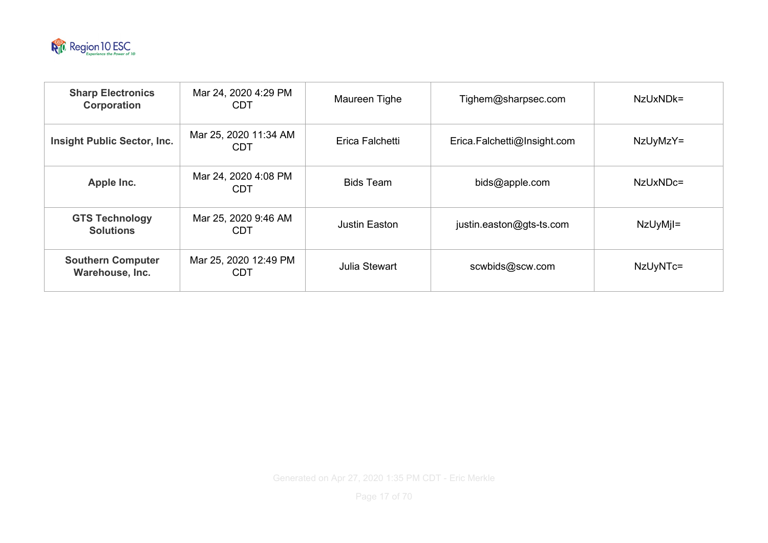| | | | | |
|---|---|---|---|---|
| **Sharp Electronics Corporation** | Mar 24, 2020 4:29 PM CDT | Maureen Tighe | Tighem@sharpsec.com | NzUxNDk= |
| **Insight Public Sector, Inc.** | Mar 25, 2020 11:34 AM CDT | Erica Falchetti | Erica.Falchetti@Insight.com | NzUyMzY= |
| **Apple Inc.** | Mar 24, 2020 4:08 PM CDT | Bids Team | bids@apple.com | NzUxNDc= |
| **GTS Technology Solutions** | Mar 25, 2020 9:46 AM CDT | Justin Easton | justin.easton@gts-ts.com | NzUyMjI= |
| **Southern Computer Warehouse, Inc.** | Mar 25, 2020 12:49 PM CDT | Julia Stewart | scwbids@scw.com | NzUyNTc= |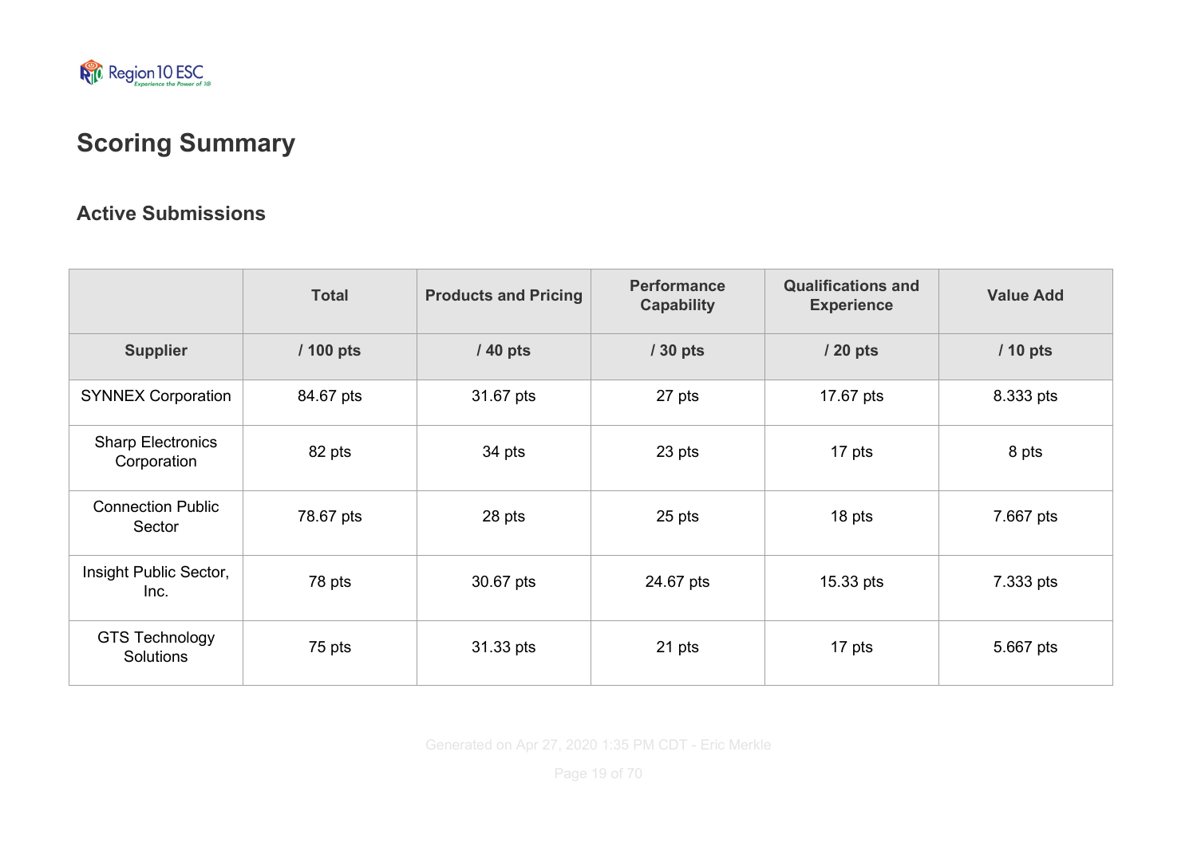# Scoring Summary

## Active Submissions

| | Total | Products and Pricing | Performance Capability | Qualifications and Experience | Value Add |
|---|---|---|---|---|---|
| **Supplier** | **/ 100 pts** | **/ 40 pts** | **/ 30 pts** | **/ 20 pts** | **/ 10 pts** |
| SYNNEX Corporation | 84.67 pts | 31.67 pts | 27 pts | 17.67 pts | 8.333 pts |
| Sharp Electronics Corporation | 82 pts | 34 pts | 23 pts | 17 pts | 8 pts |
| Connection Public Sector | 78.67 pts | 28 pts | 25 pts | 18 pts | 7.667 pts |
| Insight Public Sector, Inc. | 78 pts | 30.67 pts | 24.67 pts | 15.33 pts | 7.333 pts |
| GTS Technology Solutions | 75 pts | 31.33 pts | 21 pts | 17 pts | 5.667 pts |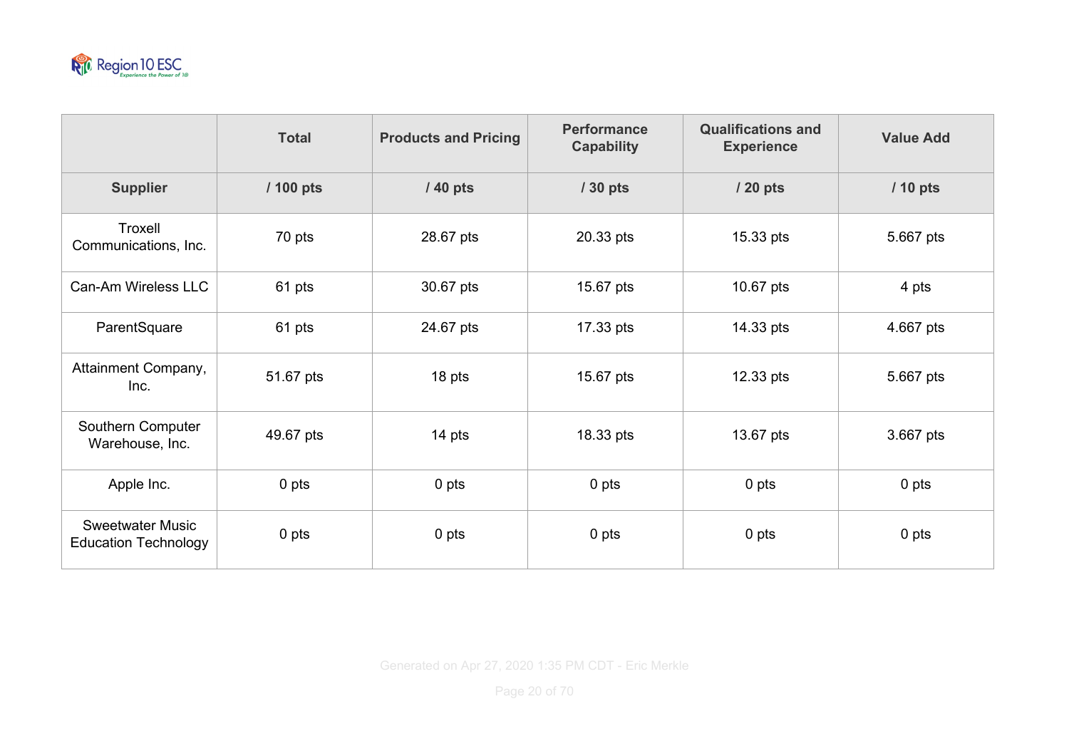| | Total | Products and Pricing | Performance Capability | Qualifications and Experience | Value Add |
|---|---|---|---|---|---|
| **Supplier** | **/ 100 pts** | **/ 40 pts** | **/ 30 pts** | **/ 20 pts** | **/ 10 pts** |
| Troxell Communications, Inc. | 70 pts | 28.67 pts | 20.33 pts | 15.33 pts | 5.667 pts |
| Can-Am Wireless LLC | 61 pts | 30.67 pts | 15.67 pts | 10.67 pts | 4 pts |
| ParentSquare | 61 pts | 24.67 pts | 17.33 pts | 14.33 pts | 4.667 pts |
| Attainment Company, Inc. | 51.67 pts | 18 pts | 15.67 pts | 12.33 pts | 5.667 pts |
| Southern Computer Warehouse, Inc. | 49.67 pts | 14 pts | 18.33 pts | 13.67 pts | 3.667 pts |
| Apple Inc. | 0 pts | 0 pts | 0 pts | 0 pts | 0 pts |
| Sweetwater Music Education Technology | 0 pts | 0 pts | 0 pts | 0 pts | 0 pts |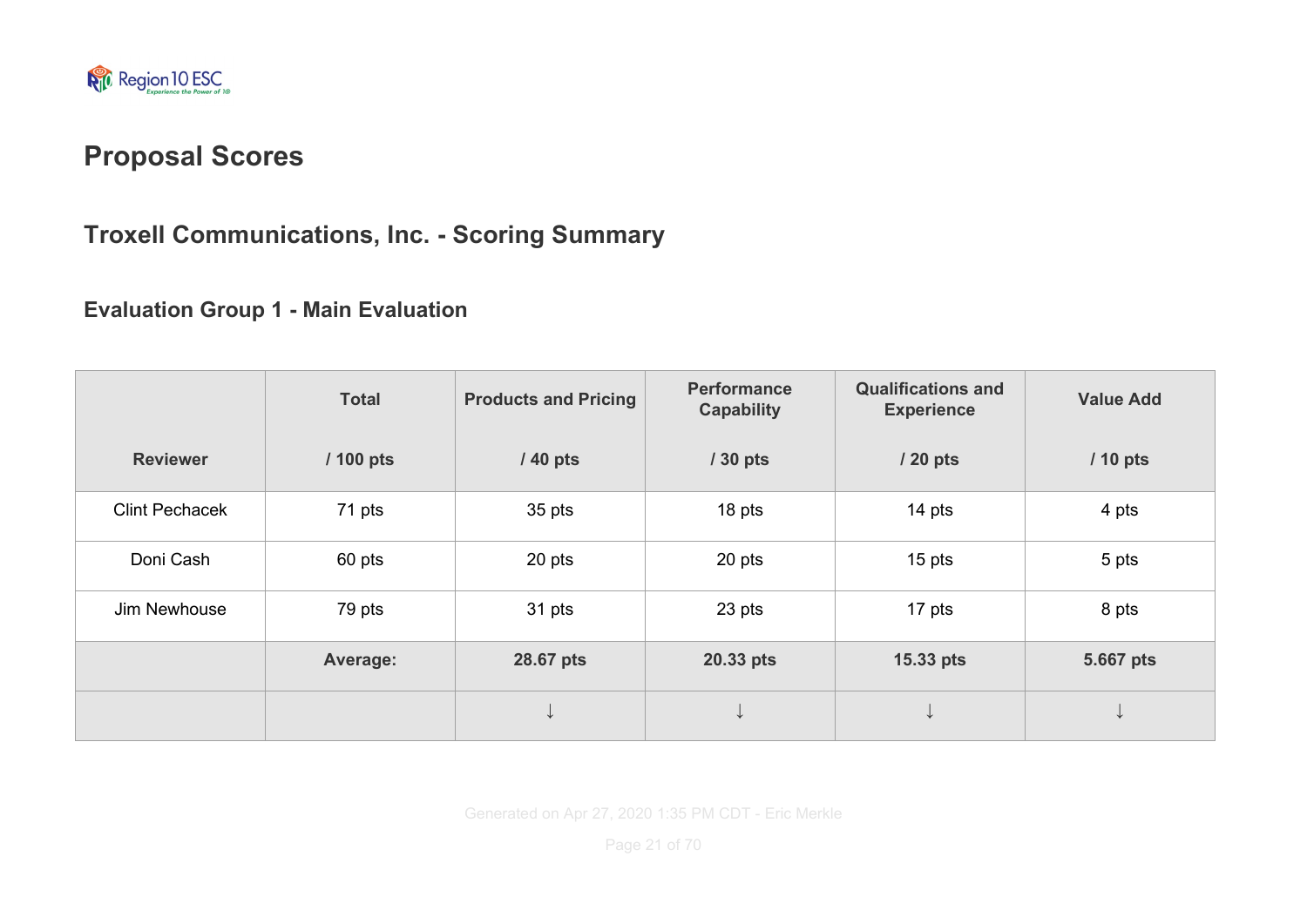# Proposal Scores

## Troxell Communications, Inc. - Scoring Summary

### Evaluation Group 1 - Main Evaluation

| Reviewer | Total / 100 pts | Products and Pricing / 40 pts | Performance Capability / 30 pts | Qualifications and Experience / 20 pts | Value Add / 10 pts |
|---|---|---|---|---|---|
| Clint Pechacek | 71 pts | 35 pts | 18 pts | 14 pts | 4 pts |
| Doni Cash | 60 pts | 20 pts | 20 pts | 15 pts | 5 pts |
| Jim Newhouse | 79 pts | 31 pts | 23 pts | 17 pts | 8 pts |
| | **Average:** | **28.67 pts** | **20.33 pts** | **15.33 pts** | **5.667 pts** |
| | | ↓ | ↓ | ↓ | ↓ |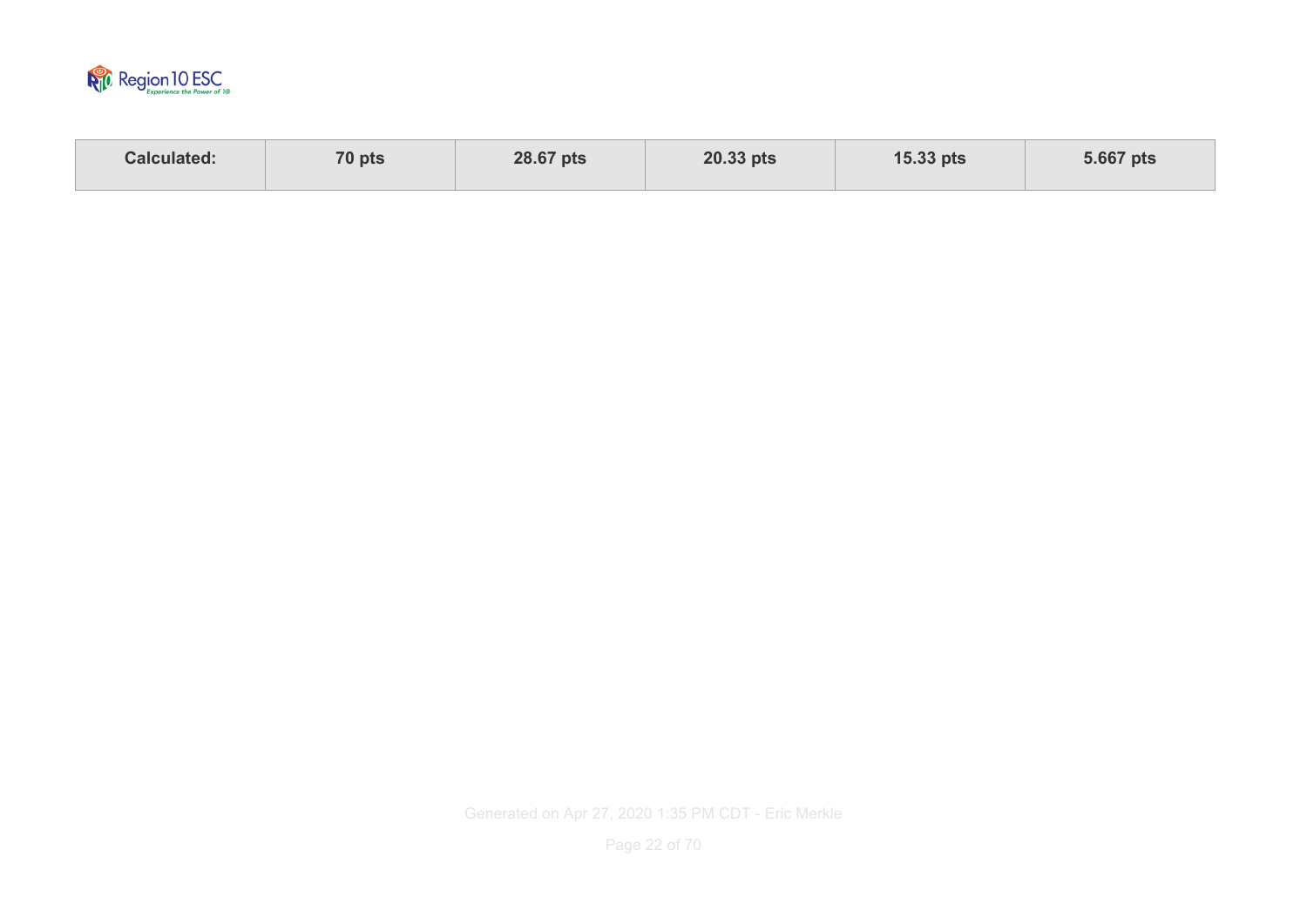| Calculated: | 70 pts | 28.67 pts | 20.33 pts | 15.33 pts | 5.667 pts |
| --- | --- | --- | --- | --- | --- |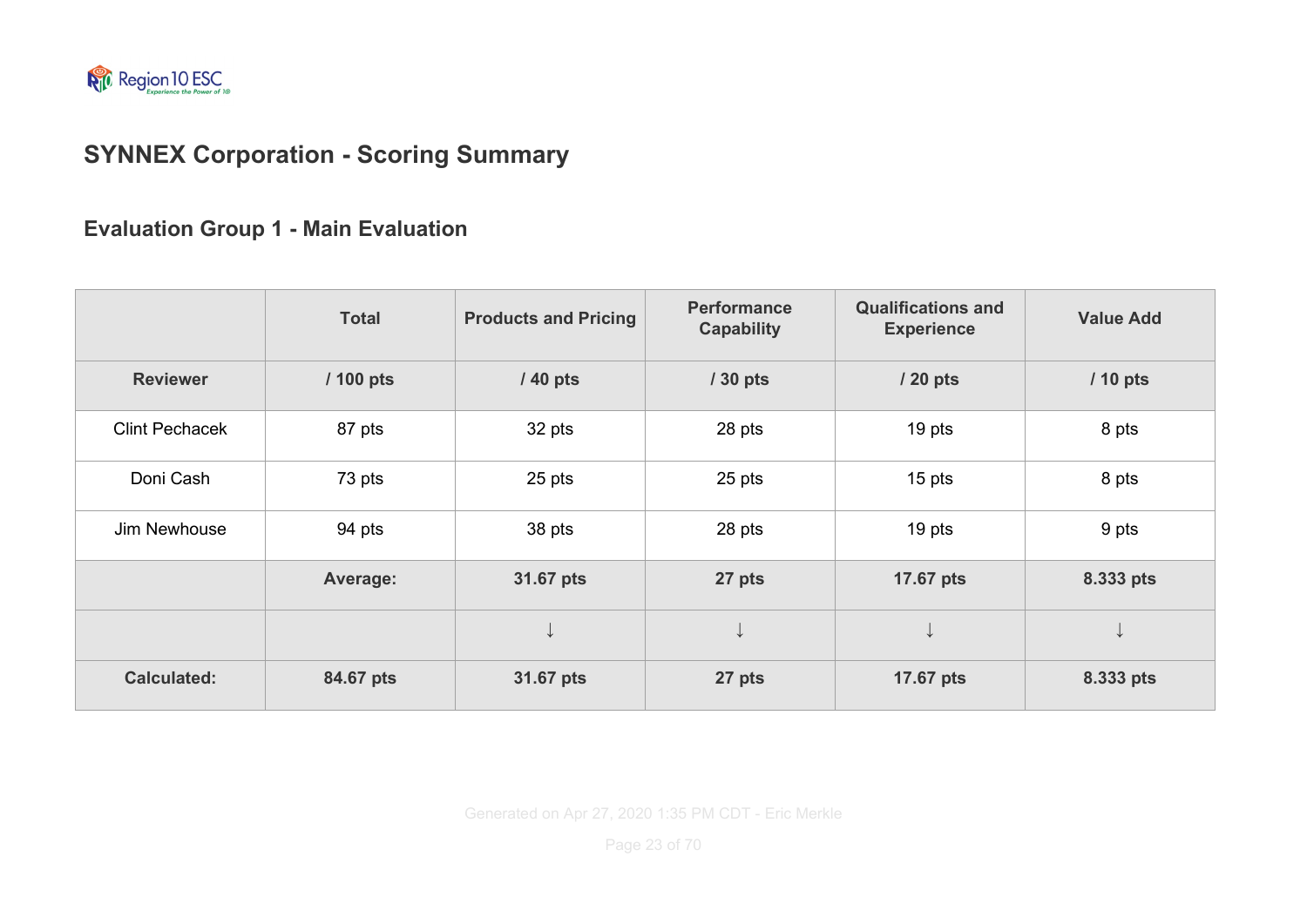## SYNNEX Corporation - Scoring Summary

### Evaluation Group 1 - Main Evaluation

| | Total | Products and Pricing | Performance Capability | Qualifications and Experience | Value Add |
|---|---|---|---|---|---|
| **Reviewer** | **/ 100 pts** | **/ 40 pts** | **/ 30 pts** | **/ 20 pts** | **/ 10 pts** |
| Clint Pechacek | 87 pts | 32 pts | 28 pts | 19 pts | 8 pts |
| Doni Cash | 73 pts | 25 pts | 25 pts | 15 pts | 8 pts |
| Jim Newhouse | 94 pts | 38 pts | 28 pts | 19 pts | 9 pts |
| | **Average:** | **31.67 pts** | **27 pts** | **17.67 pts** | **8.333 pts** |
| | | ↓ | ↓ | ↓ | ↓ |
| **Calculated:** | **84.67 pts** | **31.67 pts** | **27 pts** | **17.67 pts** | **8.333 pts** |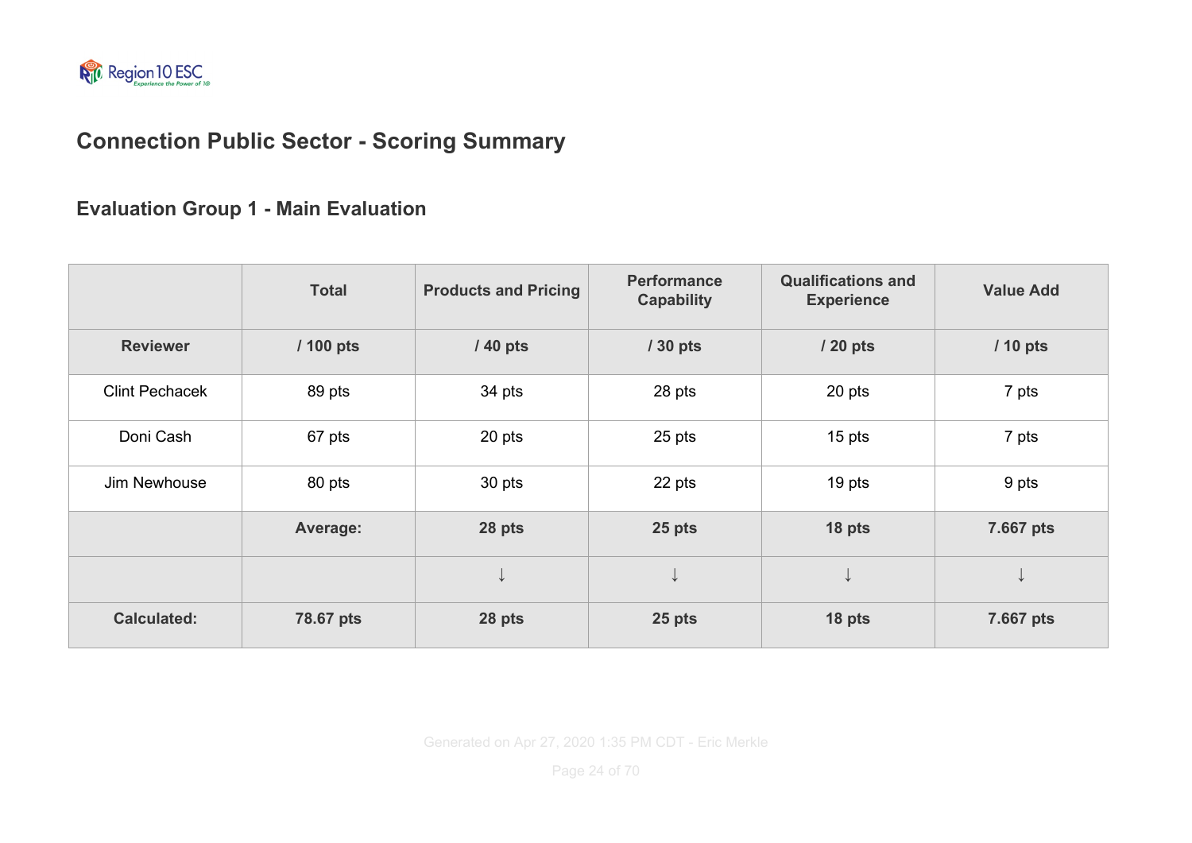## Connection Public Sector - Scoring Summary

### Evaluation Group 1 - Main Evaluation

| | Total | Products and Pricing | Performance Capability | Qualifications and Experience | Value Add |
|---|---|---|---|---|---|
| **Reviewer** | **/ 100 pts** | **/ 40 pts** | **/ 30 pts** | **/ 20 pts** | **/ 10 pts** |
| Clint Pechacek | 89 pts | 34 pts | 28 pts | 20 pts | 7 pts |
| Doni Cash | 67 pts | 20 pts | 25 pts | 15 pts | 7 pts |
| Jim Newhouse | 80 pts | 30 pts | 22 pts | 19 pts | 9 pts |
| | **Average:** | **28 pts** | **25 pts** | **18 pts** | **7.667 pts** |
| | | ↓ | ↓ | ↓ | ↓ |
| **Calculated:** | **78.67 pts** | **28 pts** | **25 pts** | **18 pts** | **7.667 pts** |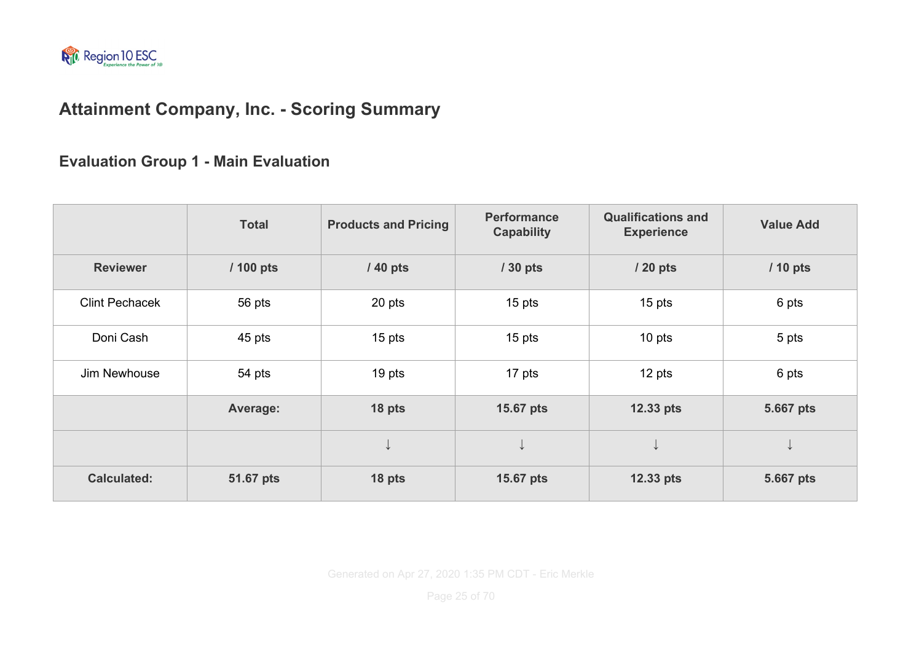# Attainment Company, Inc. - Scoring Summary

## Evaluation Group 1 - Main Evaluation

| | Total | Products and Pricing | Performance Capability | Qualifications and Experience | Value Add |
|---|---|---|---|---|---|
| **Reviewer** | **/ 100 pts** | **/ 40 pts** | **/ 30 pts** | **/ 20 pts** | **/ 10 pts** |
| Clint Pechacek | 56 pts | 20 pts | 15 pts | 15 pts | 6 pts |
| Doni Cash | 45 pts | 15 pts | 15 pts | 10 pts | 5 pts |
| Jim Newhouse | 54 pts | 19 pts | 17 pts | 12 pts | 6 pts |
| | **Average:** | **18 pts** | **15.67 pts** | **12.33 pts** | **5.667 pts** |
| | | ↓ | ↓ | ↓ | ↓ |
| **Calculated:** | **51.67 pts** | **18 pts** | **15.67 pts** | **12.33 pts** | **5.667 pts** |

Generated on Apr 27, 2020 1:35 PM CDT - Eric Merkle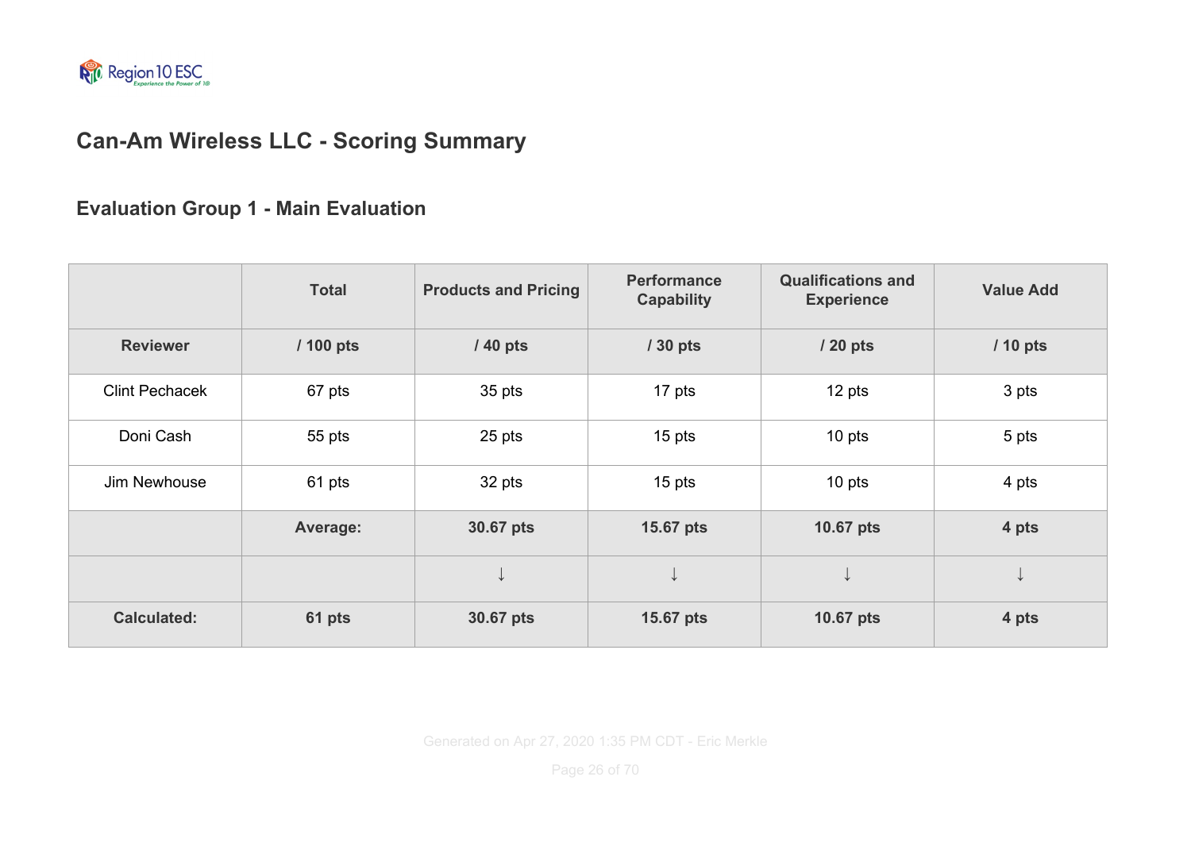## Can-Am Wireless LLC - Scoring Summary

### Evaluation Group 1 - Main Evaluation

| | Total | Products and Pricing | Performance Capability | Qualifications and Experience | Value Add |
|---|---|---|---|---|---|
| **Reviewer** | **/ 100 pts** | **/ 40 pts** | **/ 30 pts** | **/ 20 pts** | **/ 10 pts** |
| Clint Pechacek | 67 pts | 35 pts | 17 pts | 12 pts | 3 pts |
| Doni Cash | 55 pts | 25 pts | 15 pts | 10 pts | 5 pts |
| Jim Newhouse | 61 pts | 32 pts | 15 pts | 10 pts | 4 pts |
| | **Average:** | **30.67 pts** | **15.67 pts** | **10.67 pts** | **4 pts** |
| | | ↓ | ↓ | ↓ | ↓ |
| **Calculated:** | **61 pts** | **30.67 pts** | **15.67 pts** | **10.67 pts** | **4 pts** |

Generated on Apr 27, 2020 1:35 PM CDT - Eric Merkle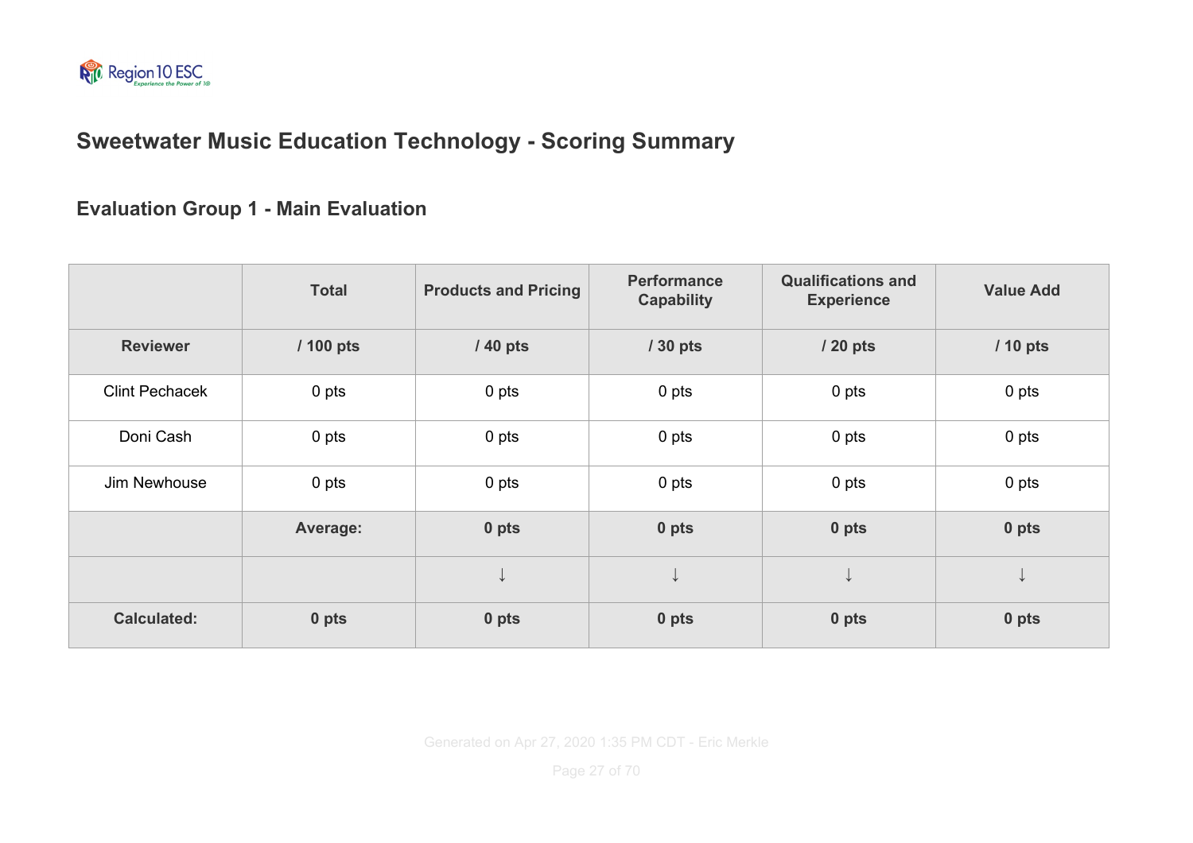## Sweetwater Music Education Technology - Scoring Summary

### Evaluation Group 1 - Main Evaluation

| | Total | Products and Pricing | Performance Capability | Qualifications and Experience | Value Add |
|---|---|---|---|---|---|
| **Reviewer** | **/ 100 pts** | **/ 40 pts** | **/ 30 pts** | **/ 20 pts** | **/ 10 pts** |
| Clint Pechacek | 0 pts | 0 pts | 0 pts | 0 pts | 0 pts |
| Doni Cash | 0 pts | 0 pts | 0 pts | 0 pts | 0 pts |
| Jim Newhouse | 0 pts | 0 pts | 0 pts | 0 pts | 0 pts |
| | **Average:** | **0 pts** | **0 pts** | **0 pts** | **0 pts** |
| | | ↓ | ↓ | ↓ | ↓ |
| **Calculated:** | **0 pts** | **0 pts** | **0 pts** | **0 pts** | **0 pts** |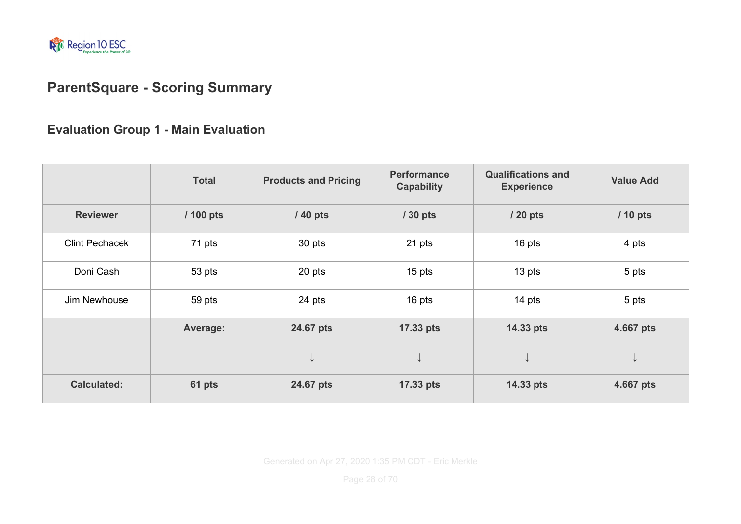## ParentSquare - Scoring Summary

### Evaluation Group 1 - Main Evaluation

| | Total | Products and Pricing | Performance Capability | Qualifications and Experience | Value Add |
|---|---|---|---|---|---|
| **Reviewer** | **/ 100 pts** | **/ 40 pts** | **/ 30 pts** | **/ 20 pts** | **/ 10 pts** |
| Clint Pechacek | 71 pts | 30 pts | 21 pts | 16 pts | 4 pts |
| Doni Cash | 53 pts | 20 pts | 15 pts | 13 pts | 5 pts |
| Jim Newhouse | 59 pts | 24 pts | 16 pts | 14 pts | 5 pts |
| | **Average:** | **24.67 pts** | **17.33 pts** | **14.33 pts** | **4.667 pts** |
| | | ↓ | ↓ | ↓ | ↓ |
| **Calculated:** | **61 pts** | **24.67 pts** | **17.33 pts** | **14.33 pts** | **4.667 pts** |

Generated on Apr 27, 2020 1:35 PM CDT - Eric Merkle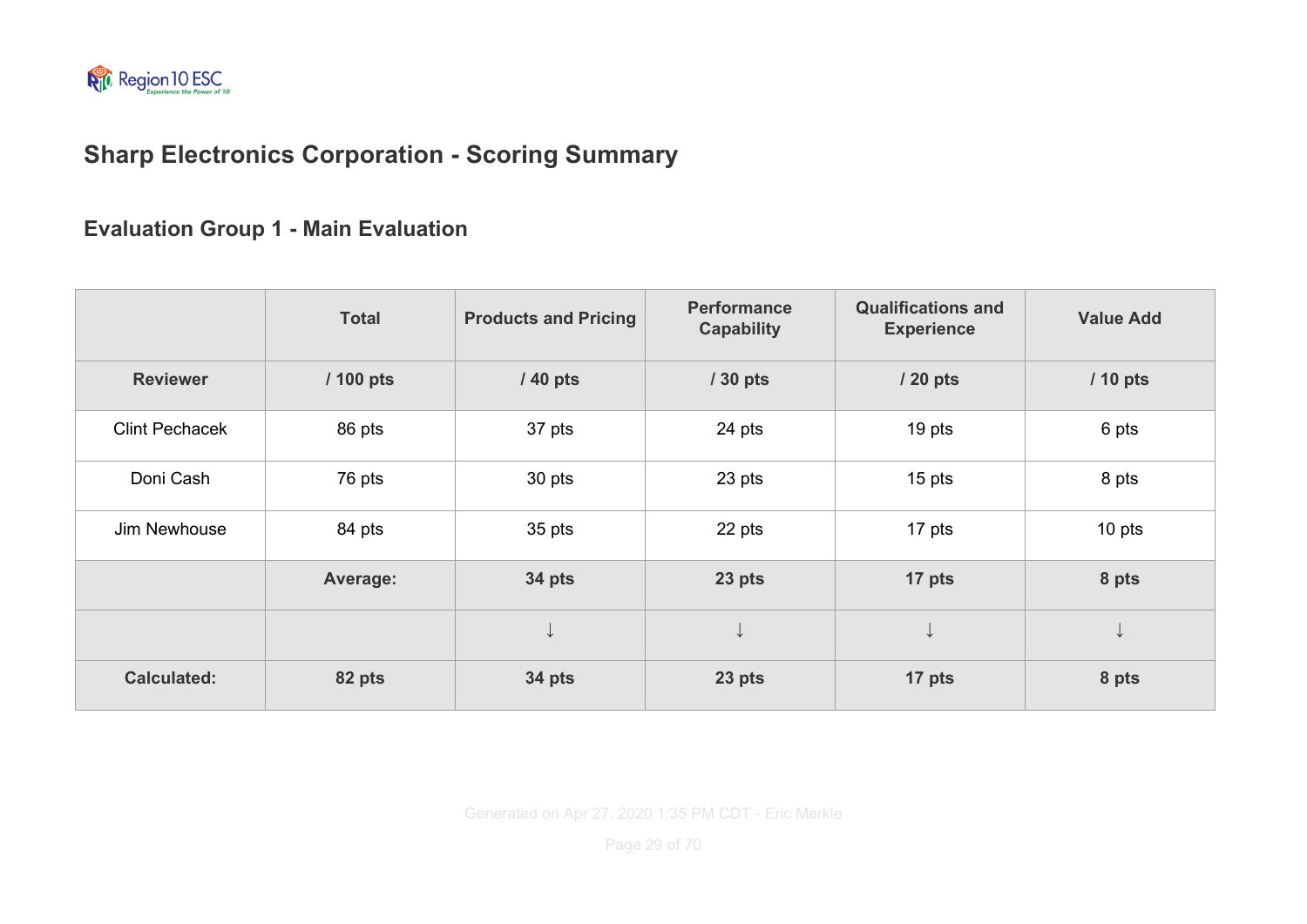## Sharp Electronics Corporation - Scoring Summary

### Evaluation Group 1 - Main Evaluation

| | Total | Products and Pricing | Performance Capability | Qualifications and Experience | Value Add |
|---|---|---|---|---|---|
| **Reviewer** | **/ 100 pts** | **/ 40 pts** | **/ 30 pts** | **/ 20 pts** | **/ 10 pts** |
| Clint Pechacek | 86 pts | 37 pts | 24 pts | 19 pts | 6 pts |
| Doni Cash | 76 pts | 30 pts | 23 pts | 15 pts | 8 pts |
| Jim Newhouse | 84 pts | 35 pts | 22 pts | 17 pts | 10 pts |
| | **Average:** | **34 pts** | **23 pts** | **17 pts** | **8 pts** |
| | | ↓ | ↓ | ↓ | ↓ |
| **Calculated:** | **82 pts** | **34 pts** | **23 pts** | **17 pts** | **8 pts** |

Generated on Apr 27, 2020 1:35 PM CDT - Eric Merkle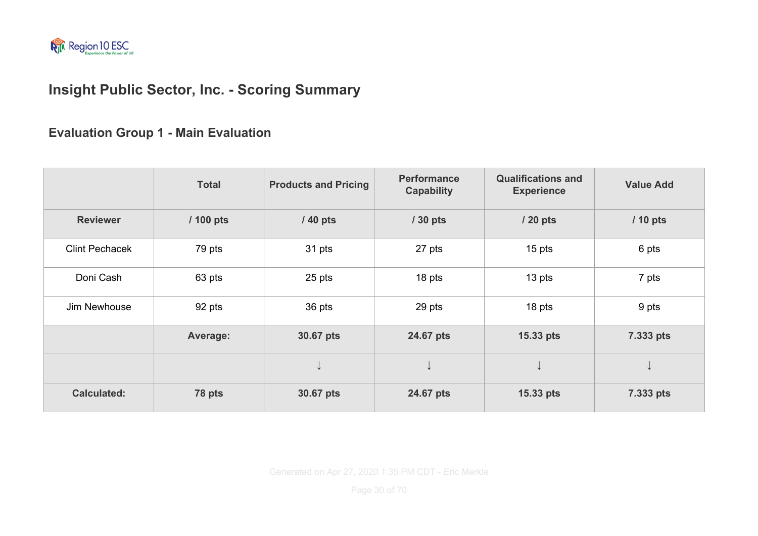# Insight Public Sector, Inc. - Scoring Summary

## Evaluation Group 1 - Main Evaluation

| | Total | Products and Pricing | Performance Capability | Qualifications and Experience | Value Add |
|---|---|---|---|---|---|
| **Reviewer** | **/ 100 pts** | **/ 40 pts** | **/ 30 pts** | **/ 20 pts** | **/ 10 pts** |
| Clint Pechacek | 79 pts | 31 pts | 27 pts | 15 pts | 6 pts |
| Doni Cash | 63 pts | 25 pts | 18 pts | 13 pts | 7 pts |
| Jim Newhouse | 92 pts | 36 pts | 29 pts | 18 pts | 9 pts |
| | **Average:** | **30.67 pts** | **24.67 pts** | **15.33 pts** | **7.333 pts** |
| | | ↓ | ↓ | ↓ | ↓ |
| **Calculated:** | **78 pts** | **30.67 pts** | **24.67 pts** | **15.33 pts** | **7.333 pts** |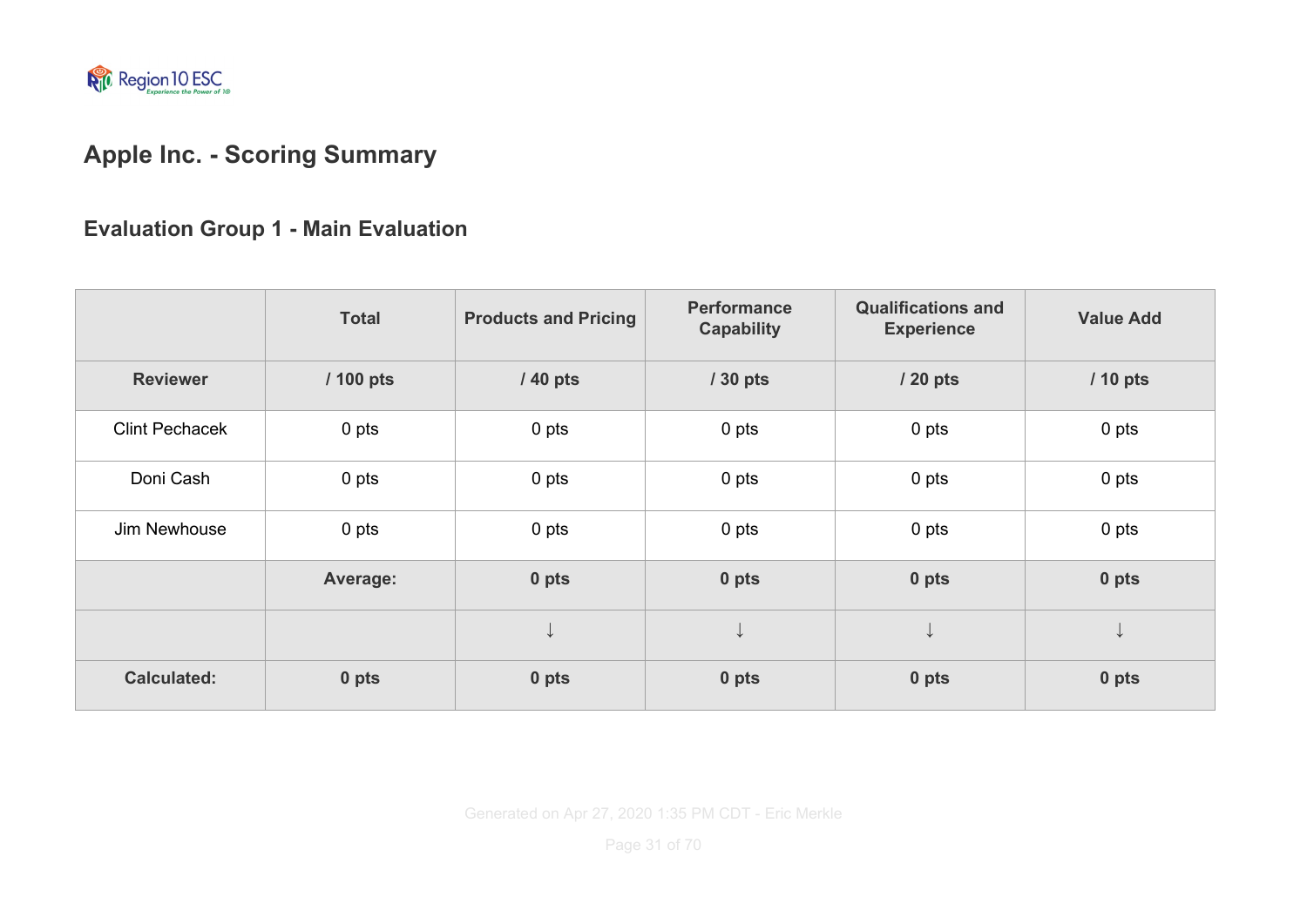## Apple Inc. - Scoring Summary

### Evaluation Group 1 - Main Evaluation

| | Total | Products and Pricing | Performance Capability | Qualifications and Experience | Value Add |
|---|---|---|---|---|---|
| **Reviewer** | **/ 100 pts** | **/ 40 pts** | **/ 30 pts** | **/ 20 pts** | **/ 10 pts** |
| Clint Pechacek | 0 pts | 0 pts | 0 pts | 0 pts | 0 pts |
| Doni Cash | 0 pts | 0 pts | 0 pts | 0 pts | 0 pts |
| Jim Newhouse | 0 pts | 0 pts | 0 pts | 0 pts | 0 pts |
| | **Average:** | **0 pts** | **0 pts** | **0 pts** | **0 pts** |
| | | ↓ | ↓ | ↓ | ↓ |
| **Calculated:** | **0 pts** | **0 pts** | **0 pts** | **0 pts** | **0 pts** |

Generated on Apr 27, 2020 1:35 PM CDT - Eric Merkle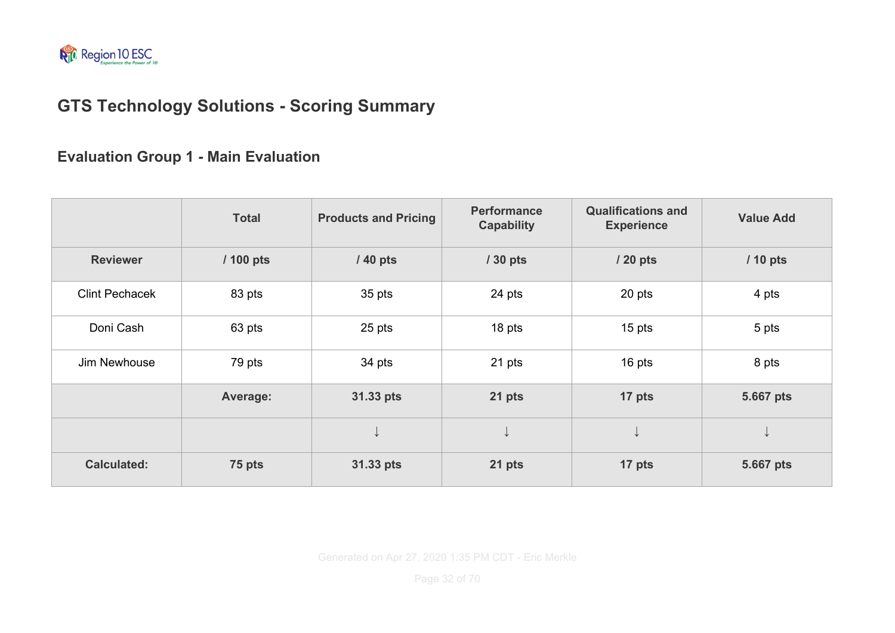## GTS Technology Solutions - Scoring Summary

### Evaluation Group 1 - Main Evaluation

| | Total | Products and Pricing | Performance Capability | Qualifications and Experience | Value Add |
|---|---|---|---|---|---|
| **Reviewer** | **/ 100 pts** | **/ 40 pts** | **/ 30 pts** | **/ 20 pts** | **/ 10 pts** |
| Clint Pechacek | 83 pts | 35 pts | 24 pts | 20 pts | 4 pts |
| Doni Cash | 63 pts | 25 pts | 18 pts | 15 pts | 5 pts |
| Jim Newhouse | 79 pts | 34 pts | 21 pts | 16 pts | 8 pts |
| | **Average:** | **31.33 pts** | **21 pts** | **17 pts** | **5.667 pts** |
| | | ↓ | ↓ | ↓ | ↓ |
| **Calculated:** | **75 pts** | **31.33 pts** | **21 pts** | **17 pts** | **5.667 pts** |

Generated on Apr 27, 2020 1:35 PM CDT - Eric Merkle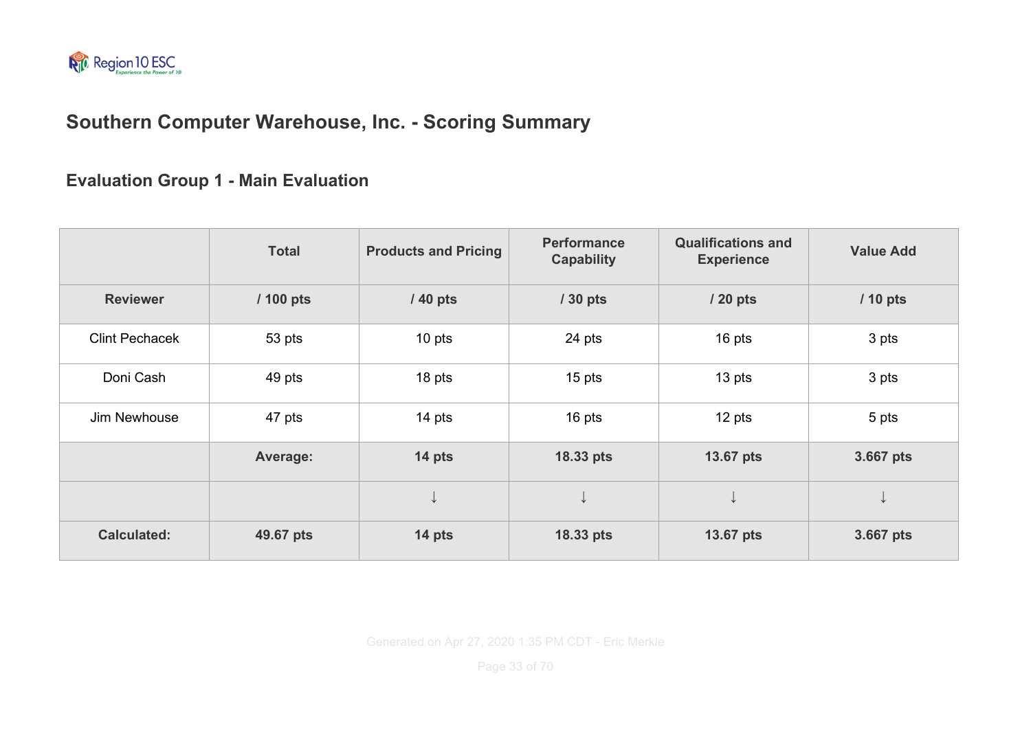## Southern Computer Warehouse, Inc. - Scoring Summary

### Evaluation Group 1 - Main Evaluation

| | Total | Products and Pricing | Performance Capability | Qualifications and Experience | Value Add |
|---|---|---|---|---|---|
| **Reviewer** | **/ 100 pts** | **/ 40 pts** | **/ 30 pts** | **/ 20 pts** | **/ 10 pts** |
| Clint Pechacek | 53 pts | 10 pts | 24 pts | 16 pts | 3 pts |
| Doni Cash | 49 pts | 18 pts | 15 pts | 13 pts | 3 pts |
| Jim Newhouse | 47 pts | 14 pts | 16 pts | 12 pts | 5 pts |
| | **Average:** | **14 pts** | **18.33 pts** | **13.67 pts** | **3.667 pts** |
| | | ↓ | ↓ | ↓ | ↓ |
| **Calculated:** | **49.67 pts** | **14 pts** | **18.33 pts** | **13.67 pts** | **3.667 pts** |